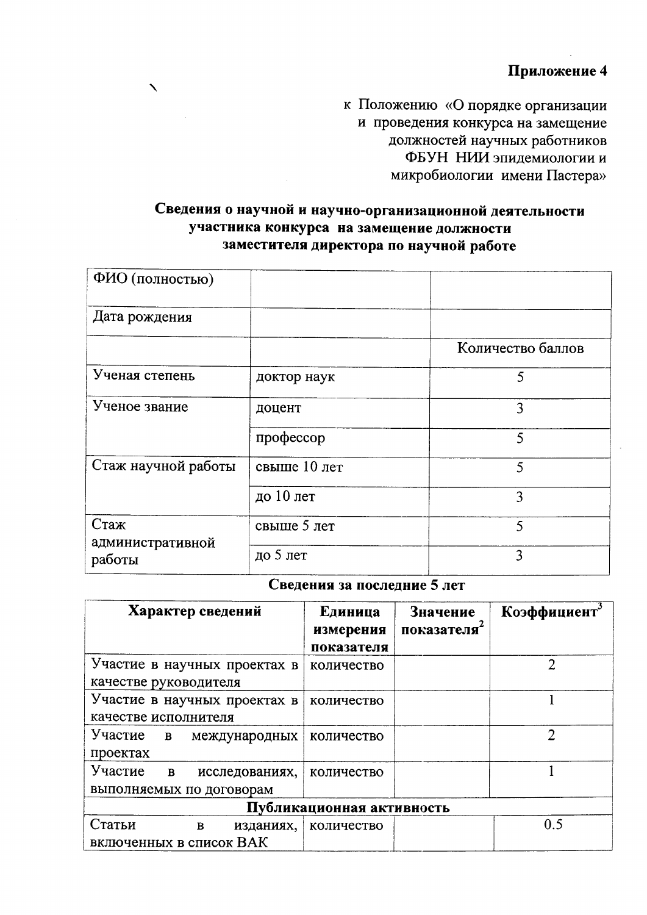**Приложение 4**

к Положению «О порядке организации и проведения конкурса на замещение должностей научных работников ФБУН НИИ эпидемиологии и микробиологии имени Пастера»

**Сведения о научной и научно-организационной деятельности участника конкурса на замещение должности заместителя директора по научной работе**

| ФИО (полностью) | | |
|---|---|---|
| Дата рождения | | |
| | | Количество баллов |
| Ученая степень | доктор наук | 5 |
| Ученое звание | доцент | 3 |
| | профессор | 5 |
| Стаж научной работы | свыше 10 лет | 5 |
| | до 10 лет | 3 |
| Стаж административной работы | свыше 5 лет | 5 |
| | до 5 лет | 3 |

**Сведения за последние 5 лет**

| Характер сведений | Единица измерения показателя | Значение показателя[2] | Коэффициент[3] |
|---|---|---|---|
| Участие в научных проектах в качестве руководителя | количество | | 2 |
| Участие в научных проектах в качестве исполнителя | количество | | 1 |
| Участие в международных проектах | количество | | 2 |
| Участие в исследованиях, выполняемых по договорам | количество | | 1 |
| **Публикационная активность** | | | |
| Статьи в изданиях, включенных в список ВАК | количество | | 0.5 |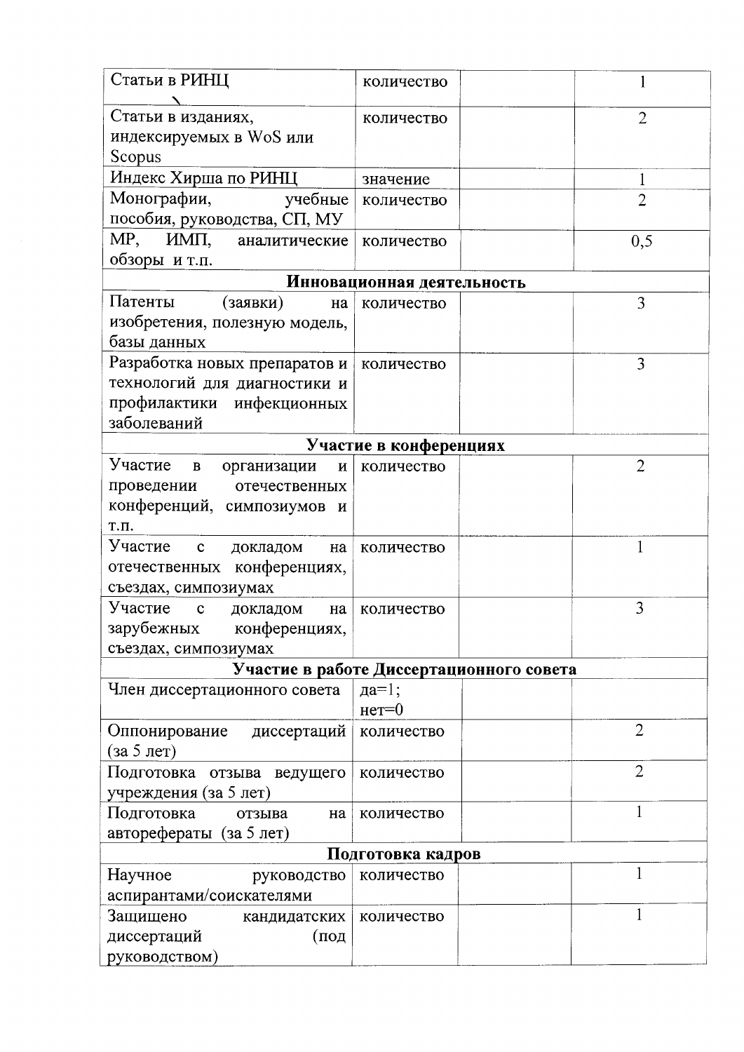| Статьи в РИНЦ | количество | | 1 |
|---|---|---|---|
| Статьи в изданиях, индексируемых в WoS или Scopus | количество | | 2 |
| Индекс Хирша по РИНЦ | значение | | 1 |
| Монографии, учебные пособия, руководства, СП, МУ | количество | | 2 |
| МР, ИМП, аналитические обзоры и т.п. | количество | | 0,5 |
| **Инновационная деятельность** | | | |
| Патенты (заявки) на изобретения, полезную модель, базы данных | количество | | 3 |
| Разработка новых препаратов и технологий для диагностики и профилактики инфекционных заболеваний | количество | | 3 |
| **Участие в конференциях** | | | |
| Участие в организации и проведении отечественных конференций, симпозиумов и т.п. | количество | | 2 |
| Участие с докладом на отечественных конференциях, съездах, симпозиумах | количество | | 1 |
| Участие с докладом на зарубежных конференциях, съездах, симпозиумах | количество | | 3 |
| **Участие в работе Диссертационного совета** | | | |
| Член диссертационного совета | да=1; нет=0 | | |
| Оппонирование диссертаций (за 5 лет) | количество | | 2 |
| Подготовка отзыва ведущего учреждения (за 5 лет) | количество | | 2 |
| Подготовка отзыва на авторефераты (за 5 лет) | количество | | 1 |
| **Подготовка кадров** | | | |
| Научное руководство аспирантами/соискателями | количество | | 1 |
| Защищено кандидатских диссертаций (под руководством) | количество | | 1 |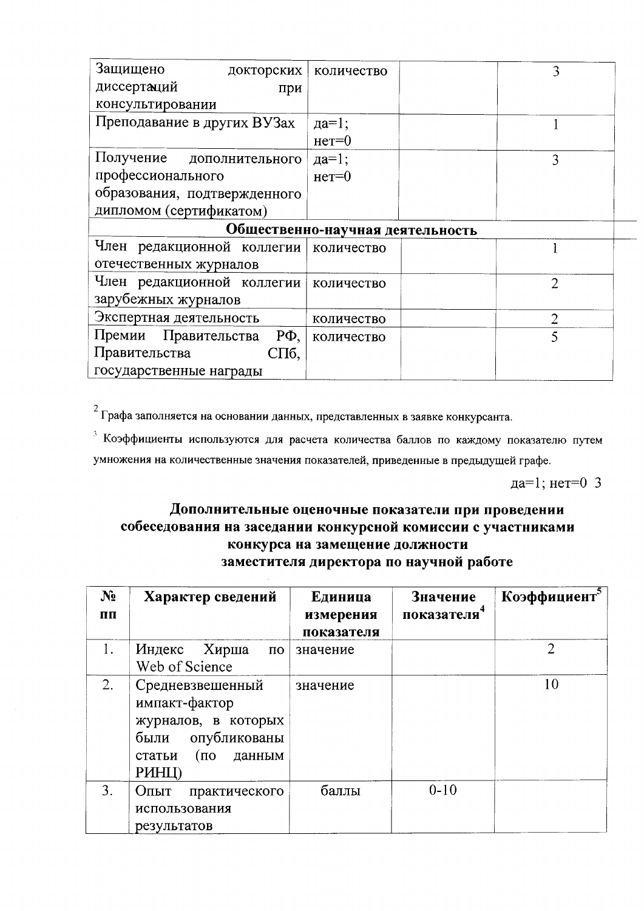| | | | |
|---|---|---|---|
| Защищено докторских диссертаций при консультировании | количество | | 3 |
| Преподавание в других ВУЗах | да=1; нет=0 | | 1 |
| Получение дополнительного профессионального образования, подтвержденного дипломом (сертификатом) | да=1; нет=0 | | 3 |
| **Общественно-научная деятельность** | | | |
| Член редакционной коллегии отечественных журналов | количество | | 1 |
| Член редакционной коллегии зарубежных журналов | количество | | 2 |
| Экспертная деятельность | количество | | 2 |
| Премии Правительства РФ, Правительства СПб, государственные награды | количество | | 5 |

[2] Графа заполняется на основании данных, представленных в заявке конкурсанта.

[3] Коэффициенты используются для расчета количества баллов по каждому показателю путем умножения на количественные значения показателей, приведенные в предыдущей графе.

да=1; нет=0 3

## Дополнительные оценочные показатели при проведении собеседования на заседании конкурсной комиссии с участниками конкурса на замещение должности заместителя директора по научной работе

| № пп | Характер сведений | Единица измерения показателя | Значение показателя[4] | Коэффициент[5] |
|---|---|---|---|---|
| 1. | Индекс Хирша по Web of Science | значение | | 2 |
| 2. | Средневзвешенный импакт-фактор журналов, в которых были опубликованы статьи (по данным РИНЦ) | значение | | 10 |
| 3. | Опыт практического использования результатов | баллы | 0-10 | |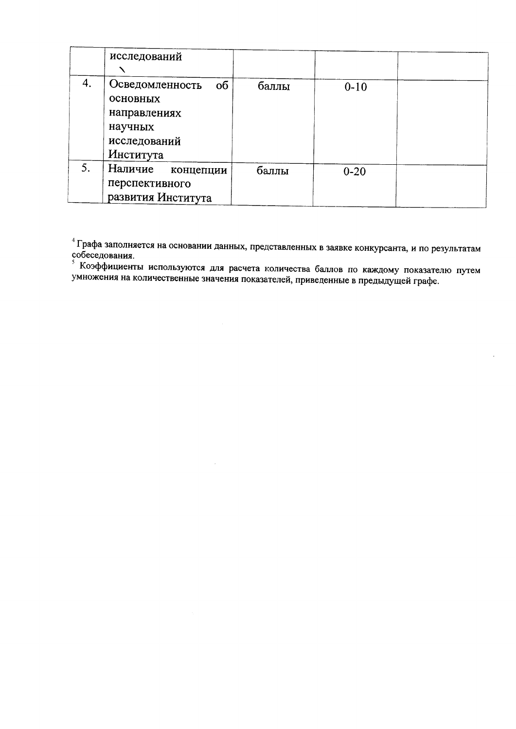| | | | | |
|---|---|---|---|---|
| | исследований | | | |
| 4. | Осведомленность об основных направлениях научных исследований Института | баллы | 0-10 | |
| 5. | Наличие концепции перспективного развития Института | баллы | 0-20 | |

[4] Графа заполняется на основании данных, представленных в заявке конкурсанта, и по результатам собеседования.

[5] Коэффициенты используются для расчета количества баллов по каждому показателю путем умножения на количественные значения показателей, приведенные в предыдущей графе.